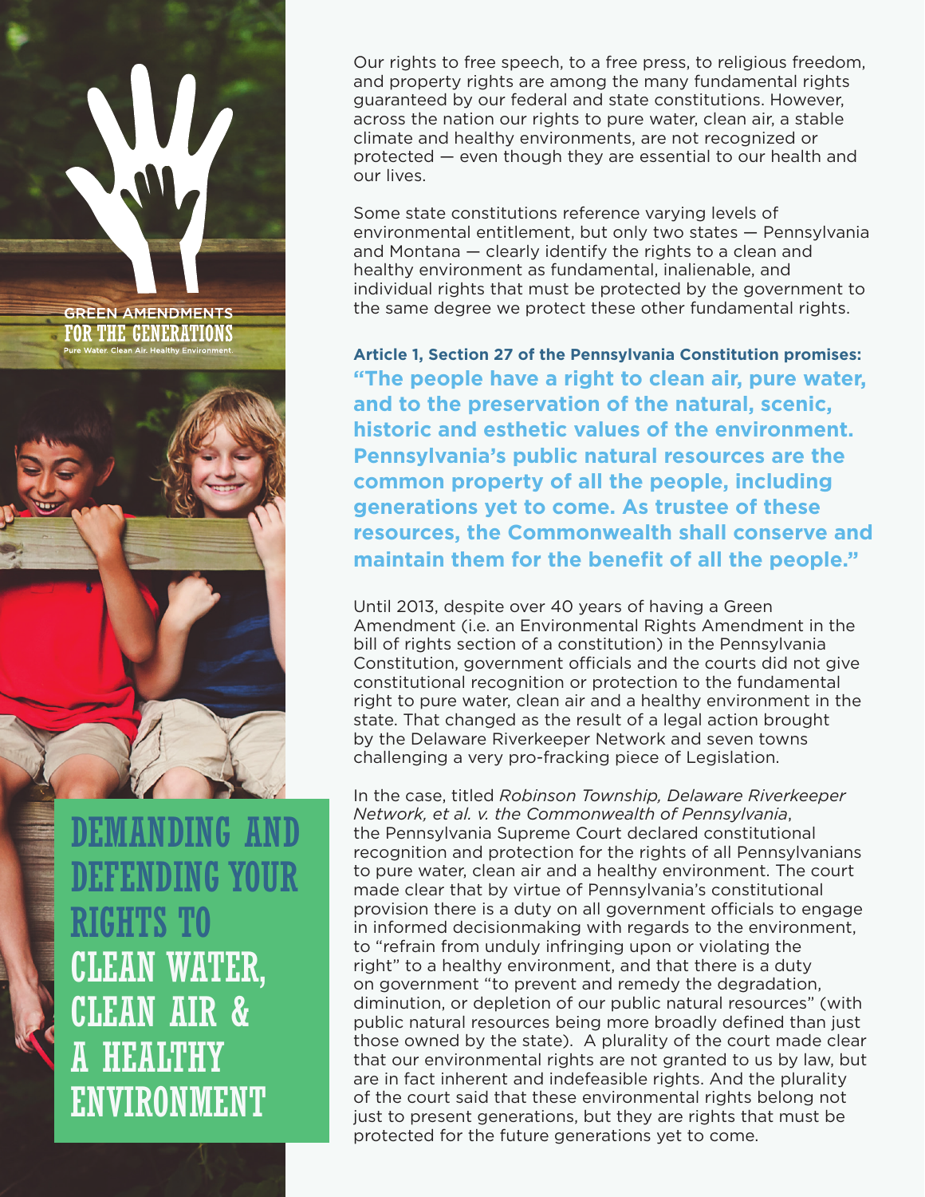GREEN AMENDMENTS

FOR THE GENERATIONS

Pure Water. Clean Air. Healthy Environment.

# DEMANDING AND DEFENDING YOUR RIGHTS TO CLEAN WATER, CLEAN AIR & A HEALTHY ENVIRONMENT

Our rights to free speech, to a free press, to religious freedom, and property rights are among the many fundamental rights guaranteed by our federal and state constitutions. However, across the nation our rights to pure water, clean air, a stable climate and healthy environments, are not recognized or protected — even though they are essential to our health and our lives.

Some state constitutions reference varying levels of environmental entitlement, but only two states — Pennsylvania and Montana — clearly identify the rights to a clean and healthy environment as fundamental, inalienable, and individual rights that must be protected by the government to the same degree we protect these other fundamental rights.

**Article 1, Section 27 of the Pennsylvania Constitution promises:**

**"The people have a right to clean air, pure water, and to the preservation of the natural, scenic, historic and esthetic values of the environment. Pennsylvania's public natural resources are the common property of all the people, including generations yet to come. As trustee of these resources, the Commonwealth shall conserve and maintain them for the benefit of all the people."**

Until 2013, despite over 40 years of having a Green Amendment (i.e. an Environmental Rights Amendment in the bill of rights section of a constitution) in the Pennsylvania Constitution, government officials and the courts did not give constitutional recognition or protection to the fundamental right to pure water, clean air and a healthy environment in the state. That changed as the result of a legal action brought by the Delaware Riverkeeper Network and seven towns challenging a very pro-fracking piece of Legislation.

In the case, titled *Robinson Township, Delaware Riverkeeper Network, et al. v. the Commonwealth of Pennsylvania*, the Pennsylvania Supreme Court declared constitutional recognition and protection for the rights of all Pennsylvanians to pure water, clean air and a healthy environment. The court made clear that by virtue of Pennsylvania's constitutional provision there is a duty on all government officials to engage in informed decisionmaking with regards to the environment, to "refrain from unduly infringing upon or violating the right" to a healthy environment, and that there is a duty on government "to prevent and remedy the degradation, diminution, or depletion of our public natural resources" (with public natural resources being more broadly defined than just those owned by the state). A plurality of the court made clear that our environmental rights are not granted to us by law, but are in fact inherent and indefeasible rights. And the plurality of the court said that these environmental rights belong not just to present generations, but they are rights that must be protected for the future generations yet to come.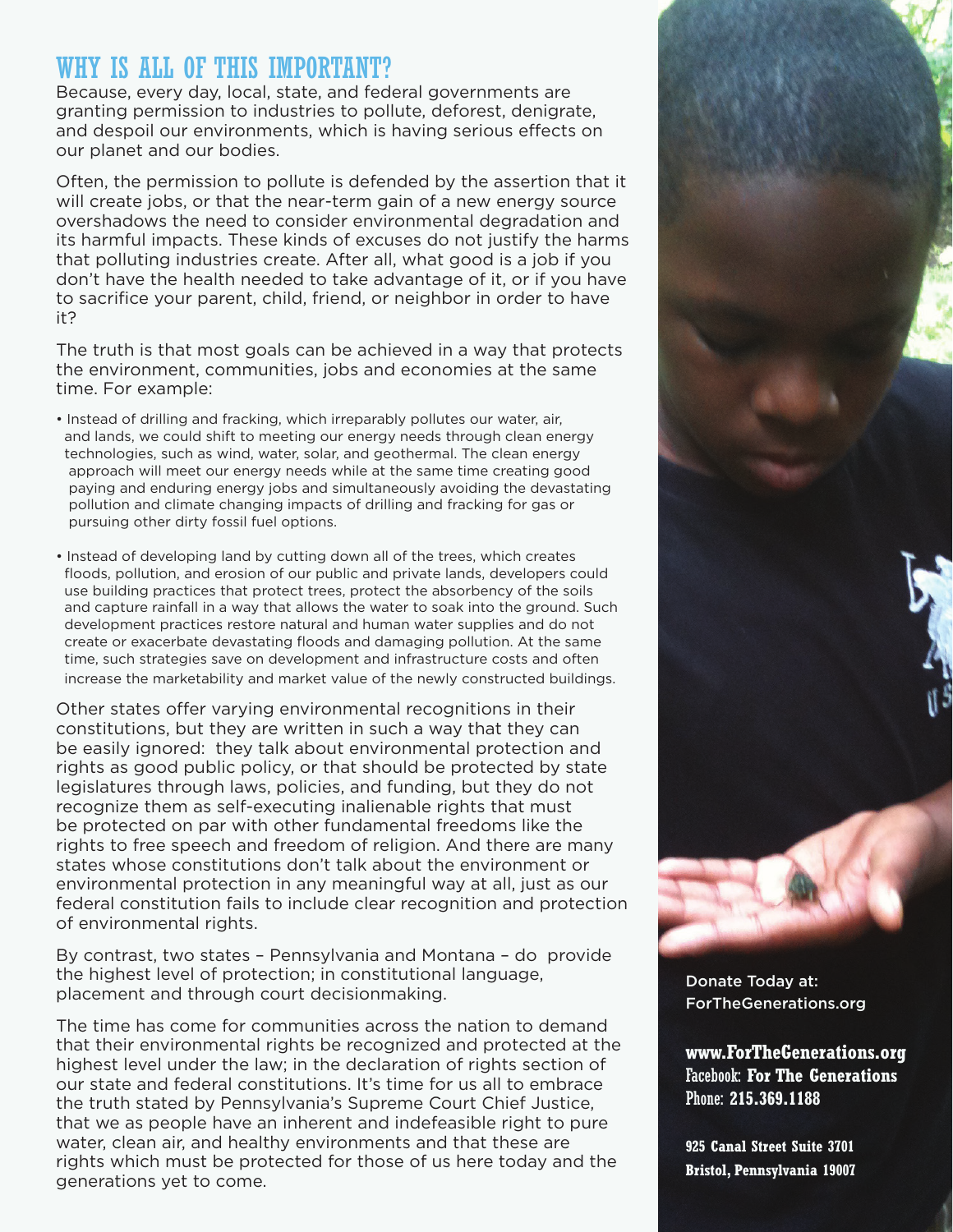## WHY IS ALL OF THIS IMPORTANT?

Because, every day, local, state, and federal governments are granting permission to industries to pollute, deforest, denigrate, and despoil our environments, which is having serious effects on our planet and our bodies.

Often, the permission to pollute is defended by the assertion that it will create jobs, or that the near-term gain of a new energy source overshadows the need to consider environmental degradation and its harmful impacts. These kinds of excuses do not justify the harms that polluting industries create. After all, what good is a job if you don't have the health needed to take advantage of it, or if you have to sacrifice your parent, child, friend, or neighbor in order to have it?

The truth is that most goals can be achieved in a way that protects the environment, communities, jobs and economies at the same time. For example:

- Instead of drilling and fracking, which irreparably pollutes our water, air, and lands, we could shift to meeting our energy needs through clean energy technologies, such as wind, water, solar, and geothermal. The clean energy approach will meet our energy needs while at the same time creating good paying and enduring energy jobs and simultaneously avoiding the devastating pollution and climate changing impacts of drilling and fracking for gas or pursuing other dirty fossil fuel options.
- Instead of developing land by cutting down all of the trees, which creates floods, pollution, and erosion of our public and private lands, developers could use building practices that protect trees, protect the absorbency of the soils and capture rainfall in a way that allows the water to soak into the ground. Such development practices restore natural and human water supplies and do not create or exacerbate devastating floods and damaging pollution. At the same time, such strategies save on development and infrastructure costs and often increase the marketability and market value of the newly constructed buildings.

Other states offer varying environmental recognitions in their constitutions, but they are written in such a way that they can be easily ignored: they talk about environmental protection and rights as good public policy, or that should be protected by state legislatures through laws, policies, and funding, but they do not recognize them as self-executing inalienable rights that must be protected on par with other fundamental freedoms like the rights to free speech and freedom of religion. And there are many states whose constitutions don't talk about the environment or environmental protection in any meaningful way at all, just as our federal constitution fails to include clear recognition and protection of environmental rights.

By contrast, two states – Pennsylvania and Montana – do provide the highest level of protection; in constitutional language, placement and through court decisionmaking.

The time has come for communities across the nation to demand that their environmental rights be recognized and protected at the highest level under the law; in the declaration of rights section of our state and federal constitutions. It's time for us all to embrace the truth stated by Pennsylvania's Supreme Court Chief Justice, that we as people have an inherent and indefeasible right to pure water, clean air, and healthy environments and that these are rights which must be protected for those of us here today and the generations yet to come.

Donate Today at:
ForTheGenerations.org

**www.ForTheGenerations.org**
Facebook: **For The Generations**
Phone: **215.369.1188**

**925 Canal Street Suite 3701**
**Bristol, Pennsylvania 19007**